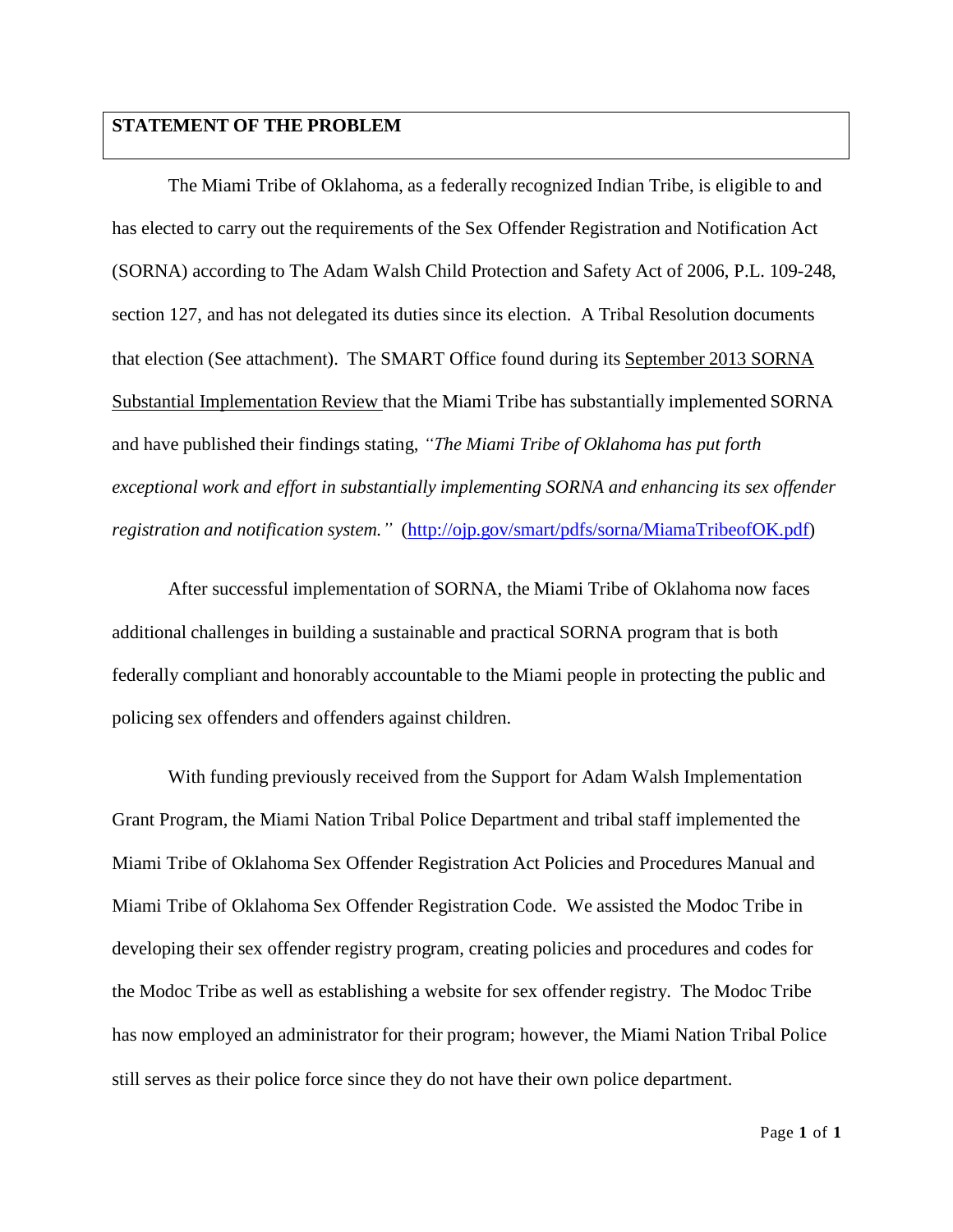## STATEMENT OF THE PROBLEM

The Miami Tribe of Oklahoma, as a federally recognized Indian Tribe, is eligible to and has elected to carry out the requirements of the Sex Offender Registration and Notification Act (SORNA) according to The Adam Walsh Child Protection and Safety Act of 2006, P.L. 109-248, section 127, and has not delegated its duties since its election. A Tribal Resolution documents that election (See attachment). The SMART Office found during its September 2013 SORNA Substantial Implementation Review that the Miami Tribe has substantially implemented SORNA and have published their findings stating, *"The Miami Tribe of Oklahoma has put forth exceptional work and effort in substantially implementing SORNA and enhancing its sex offender registration and notification system."* (http://ojp.gov/smart/pdfs/sorna/MiamaTribeofOK.pdf)

After successful implementation of SORNA, the Miami Tribe of Oklahoma now faces additional challenges in building a sustainable and practical SORNA program that is both federally compliant and honorably accountable to the Miami people in protecting the public and policing sex offenders and offenders against children.

With funding previously received from the Support for Adam Walsh Implementation Grant Program, the Miami Nation Tribal Police Department and tribal staff implemented the Miami Tribe of Oklahoma Sex Offender Registration Act Policies and Procedures Manual and Miami Tribe of Oklahoma Sex Offender Registration Code. We assisted the Modoc Tribe in developing their sex offender registry program, creating policies and procedures and codes for the Modoc Tribe as well as establishing a website for sex offender registry. The Modoc Tribe has now employed an administrator for their program; however, the Miami Nation Tribal Police still serves as their police force since they do not have their own police department.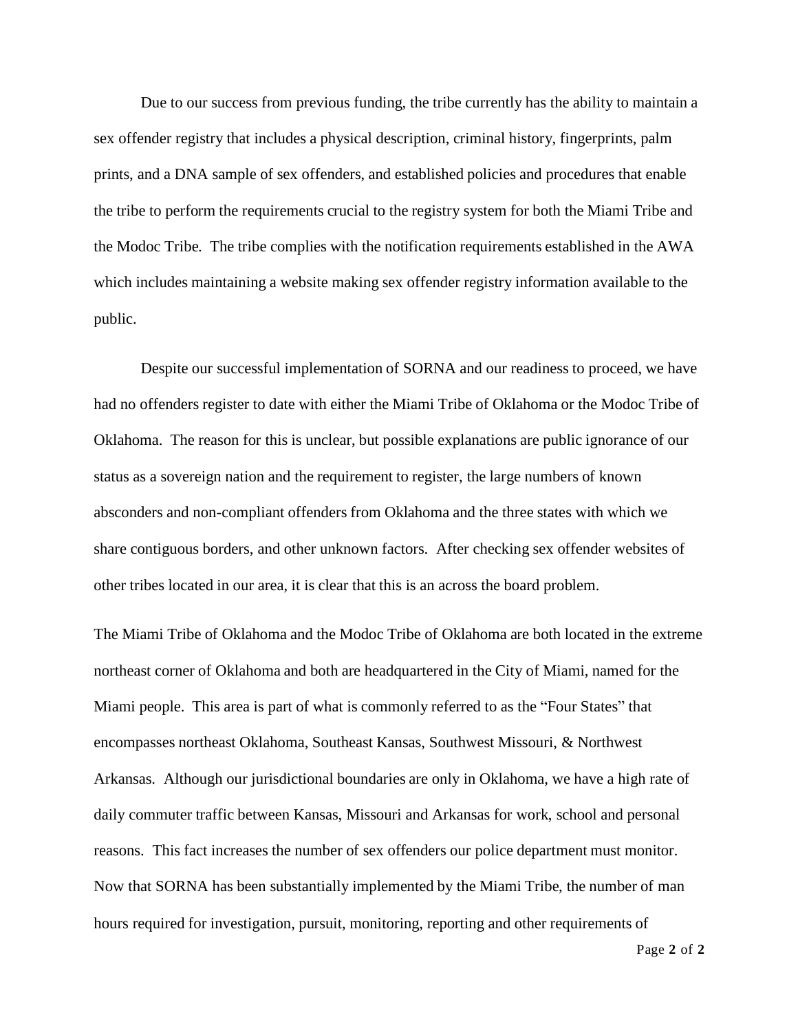Due to our success from previous funding, the tribe currently has the ability to maintain a sex offender registry that includes a physical description, criminal history, fingerprints, palm prints, and a DNA sample of sex offenders, and established policies and procedures that enable the tribe to perform the requirements crucial to the registry system for both the Miami Tribe and the Modoc Tribe. The tribe complies with the notification requirements established in the AWA which includes maintaining a website making sex offender registry information available to the public.

Despite our successful implementation of SORNA and our readiness to proceed, we have had no offenders register to date with either the Miami Tribe of Oklahoma or the Modoc Tribe of Oklahoma. The reason for this is unclear, but possible explanations are public ignorance of our status as a sovereign nation and the requirement to register, the large numbers of known absconders and non-compliant offenders from Oklahoma and the three states with which we share contiguous borders, and other unknown factors. After checking sex offender websites of other tribes located in our area, it is clear that this is an across the board problem.

The Miami Tribe of Oklahoma and the Modoc Tribe of Oklahoma are both located in the extreme northeast corner of Oklahoma and both are headquartered in the City of Miami, named for the Miami people. This area is part of what is commonly referred to as the "Four States" that encompasses northeast Oklahoma, Southeast Kansas, Southwest Missouri, & Northwest Arkansas. Although our jurisdictional boundaries are only in Oklahoma, we have a high rate of daily commuter traffic between Kansas, Missouri and Arkansas for work, school and personal reasons. This fact increases the number of sex offenders our police department must monitor. Now that SORNA has been substantially implemented by the Miami Tribe, the number of man hours required for investigation, pursuit, monitoring, reporting and other requirements of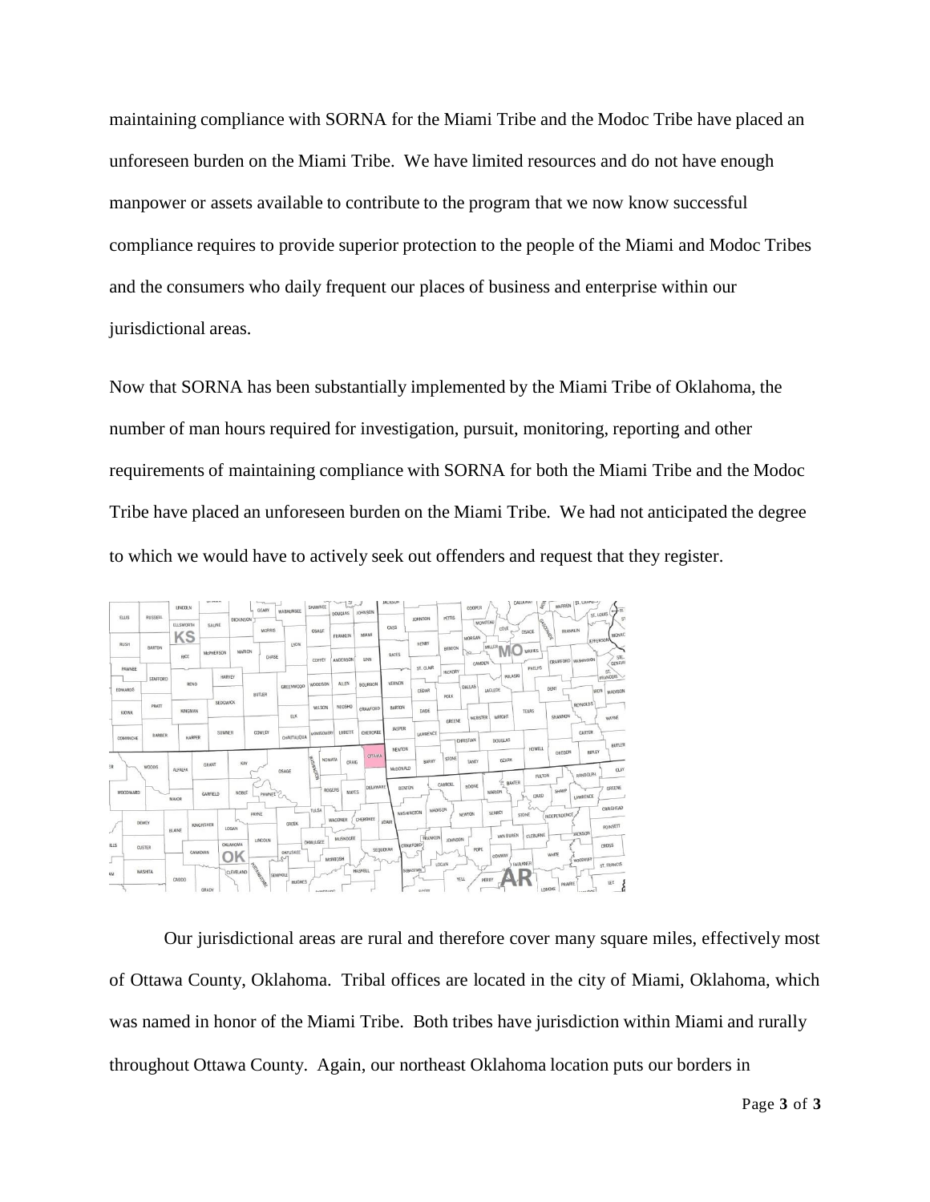maintaining compliance with SORNA for the Miami Tribe and the Modoc Tribe have placed an unforeseen burden on the Miami Tribe. We have limited resources and do not have enough manpower or assets available to contribute to the program that we now know successful compliance requires to provide superior protection to the people of the Miami and Modoc Tribes and the consumers who daily frequent our places of business and enterprise within our jurisdictional areas.

Now that SORNA has been substantially implemented by the Miami Tribe of Oklahoma, the number of man hours required for investigation, pursuit, monitoring, reporting and other requirements of maintaining compliance with SORNA for both the Miami Tribe and the Modoc Tribe have placed an unforeseen burden on the Miami Tribe. We had not anticipated the degree to which we would have to actively seek out offenders and request that they register.

Our jurisdictional areas are rural and therefore cover many square miles, effectively most of Ottawa County, Oklahoma. Tribal offices are located in the city of Miami, Oklahoma, which was named in honor of the Miami Tribe. Both tribes have jurisdiction within Miami and rurally throughout Ottawa County. Again, our northeast Oklahoma location puts our borders in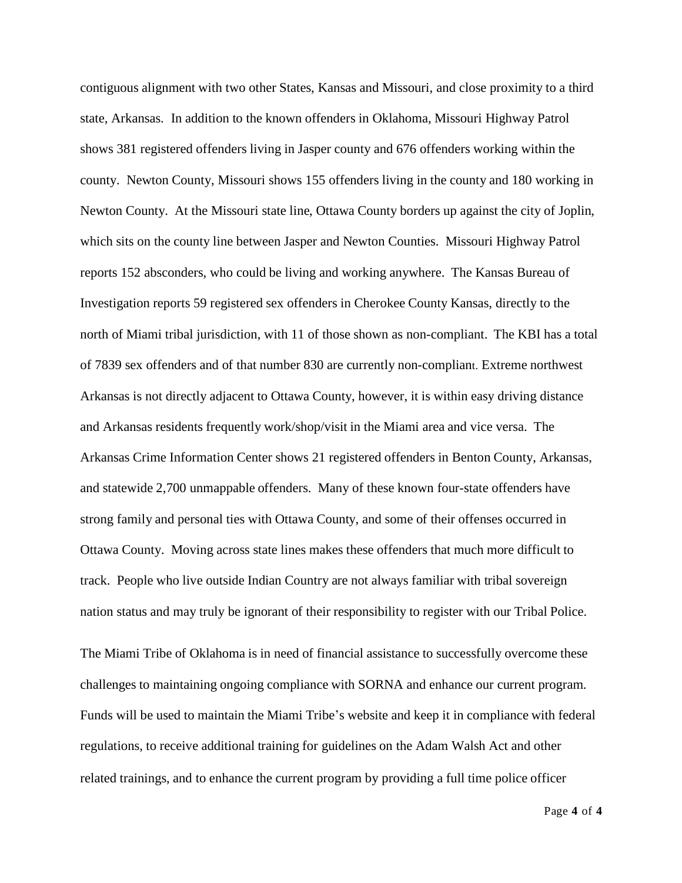contiguous alignment with two other States, Kansas and Missouri, and close proximity to a third state, Arkansas. In addition to the known offenders in Oklahoma, Missouri Highway Patrol shows 381 registered offenders living in Jasper county and 676 offenders working within the county. Newton County, Missouri shows 155 offenders living in the county and 180 working in Newton County. At the Missouri state line, Ottawa County borders up against the city of Joplin, which sits on the county line between Jasper and Newton Counties. Missouri Highway Patrol reports 152 absconders, who could be living and working anywhere. The Kansas Bureau of Investigation reports 59 registered sex offenders in Cherokee County Kansas, directly to the north of Miami tribal jurisdiction, with 11 of those shown as non-compliant. The KBI has a total of 7839 sex offenders and of that number 830 are currently non-compliant. Extreme northwest Arkansas is not directly adjacent to Ottawa County, however, it is within easy driving distance and Arkansas residents frequently work/shop/visit in the Miami area and vice versa. The Arkansas Crime Information Center shows 21 registered offenders in Benton County, Arkansas, and statewide 2,700 unmappable offenders. Many of these known four-state offenders have strong family and personal ties with Ottawa County, and some of their offenses occurred in Ottawa County. Moving across state lines makes these offenders that much more difficult to track. People who live outside Indian Country are not always familiar with tribal sovereign nation status and may truly be ignorant of their responsibility to register with our Tribal Police.

The Miami Tribe of Oklahoma is in need of financial assistance to successfully overcome these challenges to maintaining ongoing compliance with SORNA and enhance our current program. Funds will be used to maintain the Miami Tribe's website and keep it in compliance with federal regulations, to receive additional training for guidelines on the Adam Walsh Act and other related trainings, and to enhance the current program by providing a full time police officer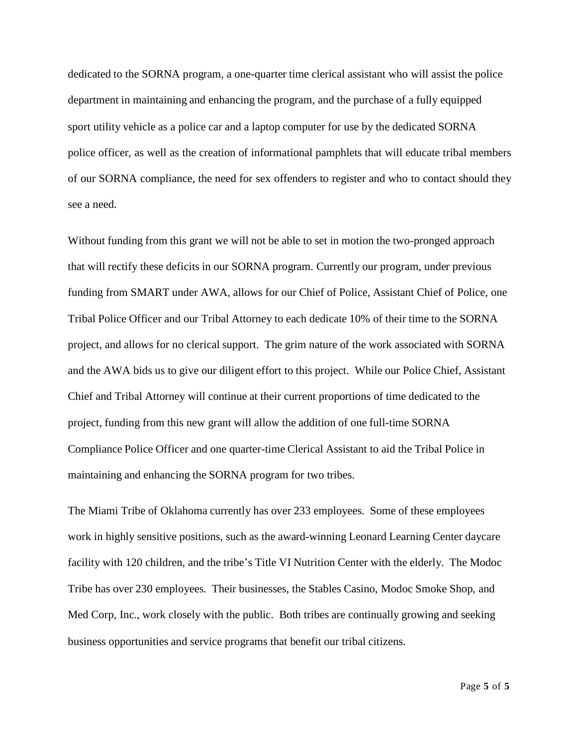dedicated to the SORNA program, a one-quarter time clerical assistant who will assist the police department in maintaining and enhancing the program, and the purchase of a fully equipped sport utility vehicle as a police car and a laptop computer for use by the dedicated SORNA police officer, as well as the creation of informational pamphlets that will educate tribal members of our SORNA compliance, the need for sex offenders to register and who to contact should they see a need.

Without funding from this grant we will not be able to set in motion the two-pronged approach that will rectify these deficits in our SORNA program. Currently our program, under previous funding from SMART under AWA, allows for our Chief of Police, Assistant Chief of Police, one Tribal Police Officer and our Tribal Attorney to each dedicate 10% of their time to the SORNA project, and allows for no clerical support. The grim nature of the work associated with SORNA and the AWA bids us to give our diligent effort to this project. While our Police Chief, Assistant Chief and Tribal Attorney will continue at their current proportions of time dedicated to the project, funding from this new grant will allow the addition of one full-time SORNA Compliance Police Officer and one quarter-time Clerical Assistant to aid the Tribal Police in maintaining and enhancing the SORNA program for two tribes.

The Miami Tribe of Oklahoma currently has over 233 employees. Some of these employees work in highly sensitive positions, such as the award-winning Leonard Learning Center daycare facility with 120 children, and the tribe's Title VI Nutrition Center with the elderly. The Modoc Tribe has over 230 employees. Their businesses, the Stables Casino, Modoc Smoke Shop, and Med Corp, Inc., work closely with the public. Both tribes are continually growing and seeking business opportunities and service programs that benefit our tribal citizens.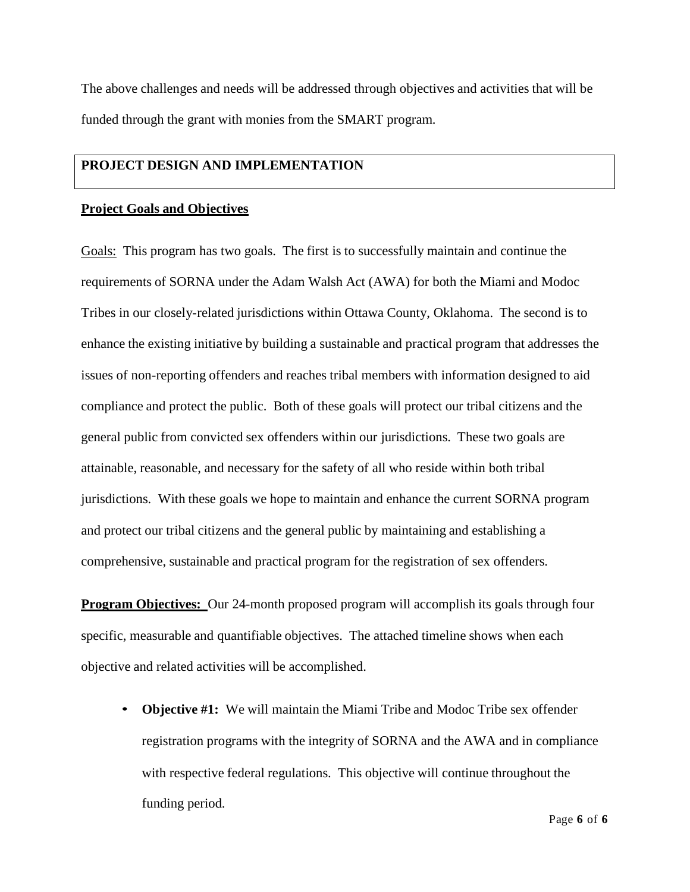The above challenges and needs will be addressed through objectives and activities that will be funded through the grant with monies from the SMART program.

## PROJECT DESIGN AND IMPLEMENTATION

### **Project Goals and Objectives**

Goals: This program has two goals. The first is to successfully maintain and continue the requirements of SORNA under the Adam Walsh Act (AWA) for both the Miami and Modoc Tribes in our closely-related jurisdictions within Ottawa County, Oklahoma. The second is to enhance the existing initiative by building a sustainable and practical program that addresses the issues of non-reporting offenders and reaches tribal members with information designed to aid compliance and protect the public. Both of these goals will protect our tribal citizens and the general public from convicted sex offenders within our jurisdictions. These two goals are attainable, reasonable, and necessary for the safety of all who reside within both tribal jurisdictions. With these goals we hope to maintain and enhance the current SORNA program and protect our tribal citizens and the general public by maintaining and establishing a comprehensive, sustainable and practical program for the registration of sex offenders.

**Program Objectives:** Our 24-month proposed program will accomplish its goals through four specific, measurable and quantifiable objectives. The attached timeline shows when each objective and related activities will be accomplished.

- **Objective #1:** We will maintain the Miami Tribe and Modoc Tribe sex offender registration programs with the integrity of SORNA and the AWA and in compliance with respective federal regulations. This objective will continue throughout the funding period.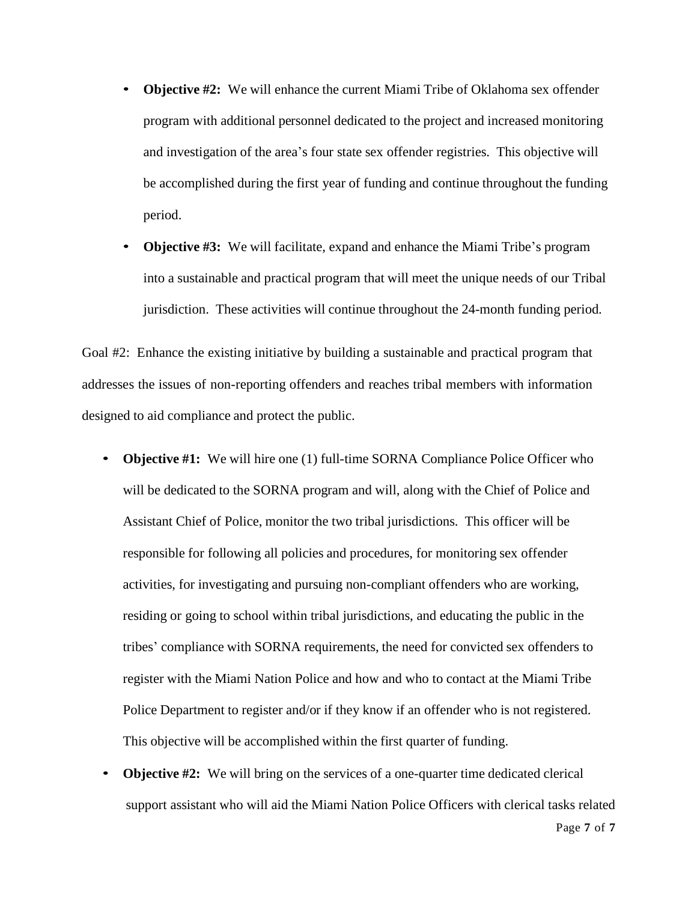- **Objective #2:** We will enhance the current Miami Tribe of Oklahoma sex offender program with additional personnel dedicated to the project and increased monitoring and investigation of the area's four state sex offender registries. This objective will be accomplished during the first year of funding and continue throughout the funding period.
- **Objective #3:** We will facilitate, expand and enhance the Miami Tribe's program into a sustainable and practical program that will meet the unique needs of our Tribal jurisdiction. These activities will continue throughout the 24-month funding period.

Goal #2: Enhance the existing initiative by building a sustainable and practical program that addresses the issues of non-reporting offenders and reaches tribal members with information designed to aid compliance and protect the public.

- **Objective #1:** We will hire one (1) full-time SORNA Compliance Police Officer who will be dedicated to the SORNA program and will, along with the Chief of Police and Assistant Chief of Police, monitor the two tribal jurisdictions. This officer will be responsible for following all policies and procedures, for monitoring sex offender activities, for investigating and pursuing non-compliant offenders who are working, residing or going to school within tribal jurisdictions, and educating the public in the tribes' compliance with SORNA requirements, the need for convicted sex offenders to register with the Miami Nation Police and how and who to contact at the Miami Tribe Police Department to register and/or if they know if an offender who is not registered. This objective will be accomplished within the first quarter of funding.
- **Objective #2:** We will bring on the services of a one-quarter time dedicated clerical support assistant who will aid the Miami Nation Police Officers with clerical tasks related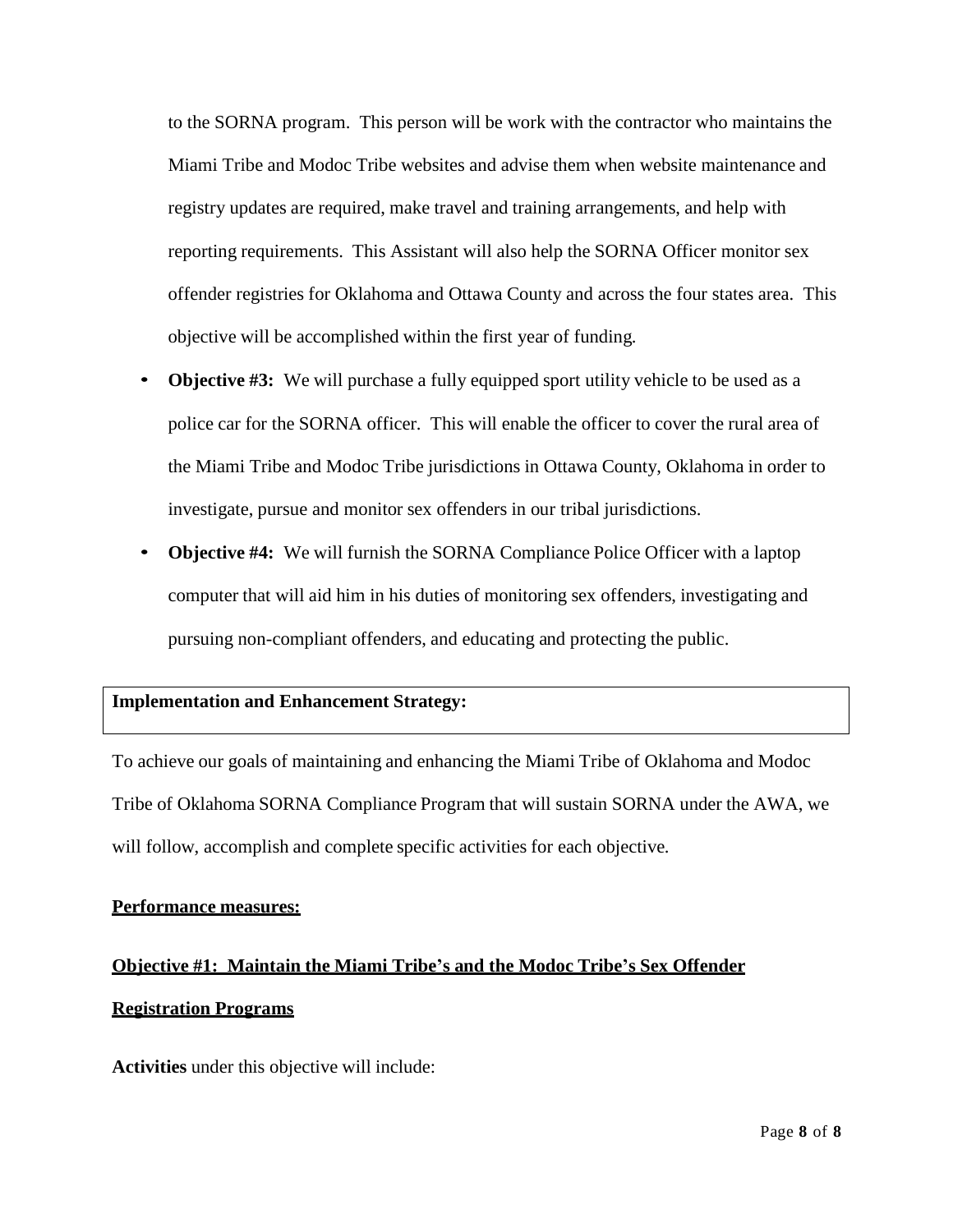to the SORNA program. This person will be work with the contractor who maintains the Miami Tribe and Modoc Tribe websites and advise them when website maintenance and registry updates are required, make travel and training arrangements, and help with reporting requirements. This Assistant will also help the SORNA Officer monitor sex offender registries for Oklahoma and Ottawa County and across the four states area. This objective will be accomplished within the first year of funding.

- **Objective #3:** We will purchase a fully equipped sport utility vehicle to be used as a police car for the SORNA officer. This will enable the officer to cover the rural area of the Miami Tribe and Modoc Tribe jurisdictions in Ottawa County, Oklahoma in order to investigate, pursue and monitor sex offenders in our tribal jurisdictions.
- **Objective #4:** We will furnish the SORNA Compliance Police Officer with a laptop computer that will aid him in his duties of monitoring sex offenders, investigating and pursuing non-compliant offenders, and educating and protecting the public.

**Implementation and Enhancement Strategy:**

To achieve our goals of maintaining and enhancing the Miami Tribe of Oklahoma and Modoc Tribe of Oklahoma SORNA Compliance Program that will sustain SORNA under the AWA, we will follow, accomplish and complete specific activities for each objective.

**Performance measures:**

**Objective #1: Maintain the Miami Tribe's and the Modoc Tribe's Sex Offender Registration Programs**

**Activities** under this objective will include: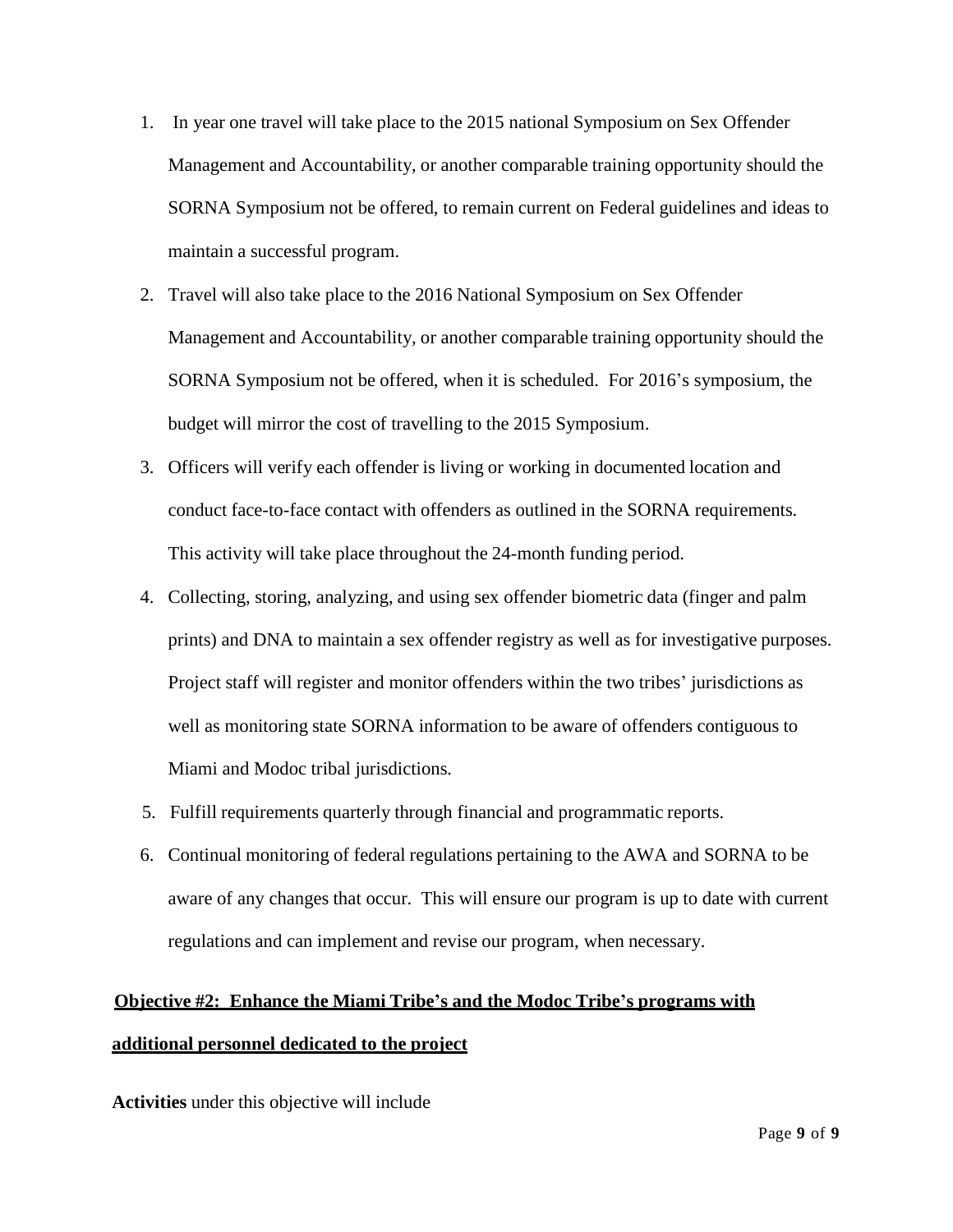1. In year one travel will take place to the 2015 national Symposium on Sex Offender Management and Accountability, or another comparable training opportunity should the SORNA Symposium not be offered, to remain current on Federal guidelines and ideas to maintain a successful program.
2. Travel will also take place to the 2016 National Symposium on Sex Offender Management and Accountability, or another comparable training opportunity should the SORNA Symposium not be offered, when it is scheduled. For 2016's symposium, the budget will mirror the cost of travelling to the 2015 Symposium.
3. Officers will verify each offender is living or working in documented location and conduct face-to-face contact with offenders as outlined in the SORNA requirements. This activity will take place throughout the 24-month funding period.
4. Collecting, storing, analyzing, and using sex offender biometric data (finger and palm prints) and DNA to maintain a sex offender registry as well as for investigative purposes. Project staff will register and monitor offenders within the two tribes' jurisdictions as well as monitoring state SORNA information to be aware of offenders contiguous to Miami and Modoc tribal jurisdictions.
5. Fulfill requirements quarterly through financial and programmatic reports.
6. Continual monitoring of federal regulations pertaining to the AWA and SORNA to be aware of any changes that occur. This will ensure our program is up to date with current regulations and can implement and revise our program, when necessary.

**<u>Objective #2: Enhance the Miami Tribe's and the Modoc Tribe's programs with additional personnel dedicated to the project</u>**

**Activities** under this objective will include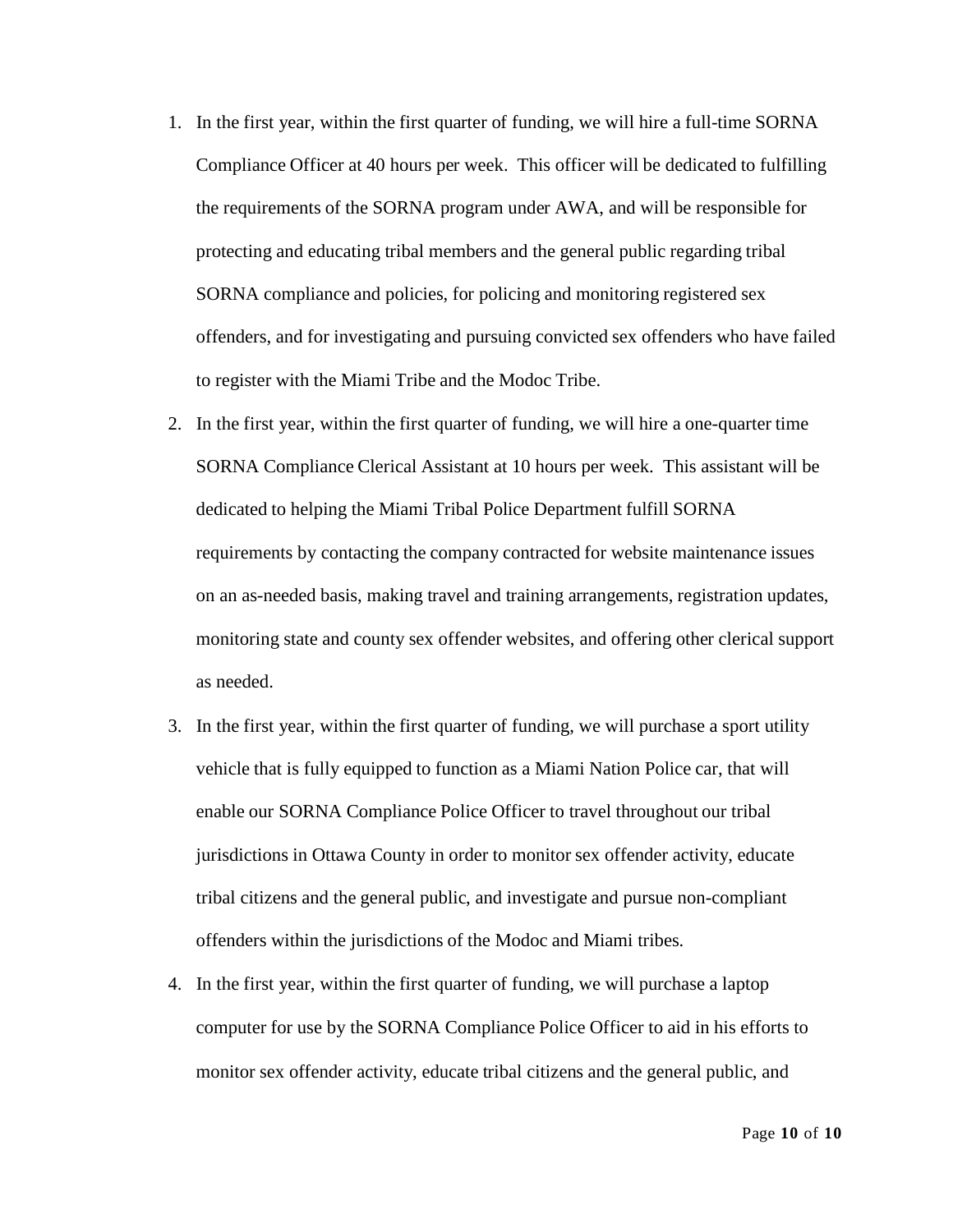1. In the first year, within the first quarter of funding, we will hire a full-time SORNA Compliance Officer at 40 hours per week. This officer will be dedicated to fulfilling the requirements of the SORNA program under AWA, and will be responsible for protecting and educating tribal members and the general public regarding tribal SORNA compliance and policies, for policing and monitoring registered sex offenders, and for investigating and pursuing convicted sex offenders who have failed to register with the Miami Tribe and the Modoc Tribe.
2. In the first year, within the first quarter of funding, we will hire a one-quarter time SORNA Compliance Clerical Assistant at 10 hours per week. This assistant will be dedicated to helping the Miami Tribal Police Department fulfill SORNA requirements by contacting the company contracted for website maintenance issues on an as-needed basis, making travel and training arrangements, registration updates, monitoring state and county sex offender websites, and offering other clerical support as needed.
3. In the first year, within the first quarter of funding, we will purchase a sport utility vehicle that is fully equipped to function as a Miami Nation Police car, that will enable our SORNA Compliance Police Officer to travel throughout our tribal jurisdictions in Ottawa County in order to monitor sex offender activity, educate tribal citizens and the general public, and investigate and pursue non-compliant offenders within the jurisdictions of the Modoc and Miami tribes.
4. In the first year, within the first quarter of funding, we will purchase a laptop computer for use by the SORNA Compliance Police Officer to aid in his efforts to monitor sex offender activity, educate tribal citizens and the general public, and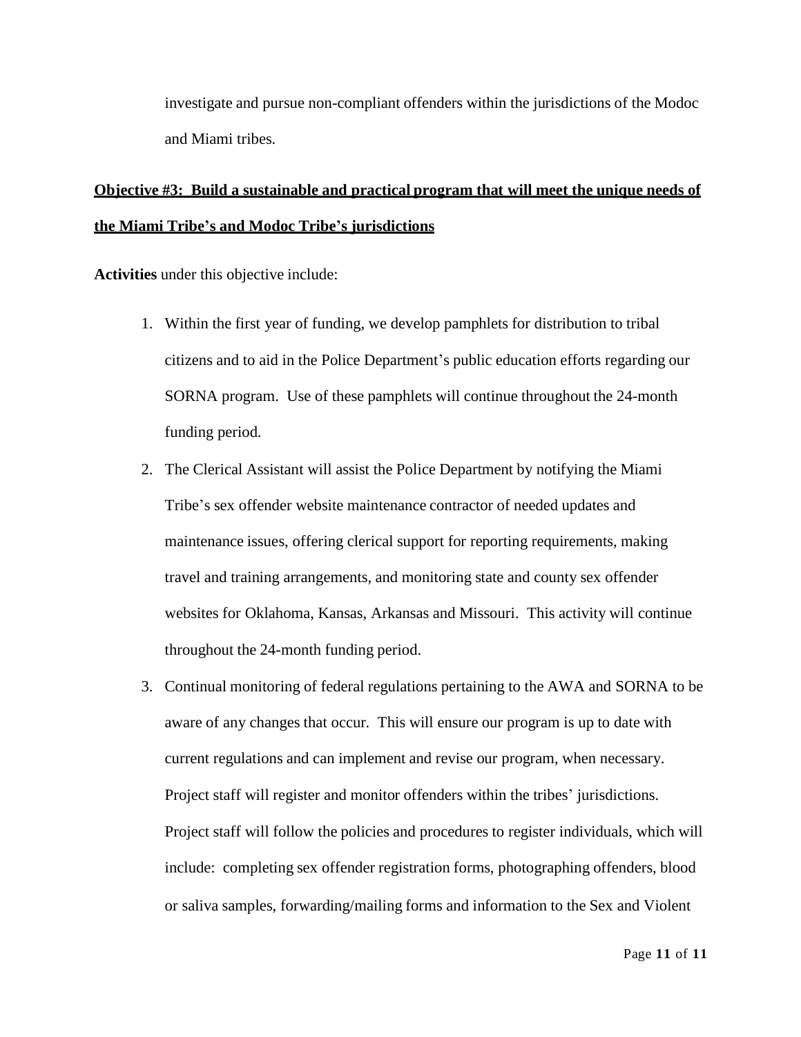investigate and pursue non-compliant offenders within the jurisdictions of the Modoc and Miami tribes.

**Objective #3: Build a sustainable and practical program that will meet the unique needs of the Miami Tribe's and Modoc Tribe's jurisdictions**

**Activities** under this objective include:

1. Within the first year of funding, we develop pamphlets for distribution to tribal citizens and to aid in the Police Department's public education efforts regarding our SORNA program. Use of these pamphlets will continue throughout the 24-month funding period.
2. The Clerical Assistant will assist the Police Department by notifying the Miami Tribe's sex offender website maintenance contractor of needed updates and maintenance issues, offering clerical support for reporting requirements, making travel and training arrangements, and monitoring state and county sex offender websites for Oklahoma, Kansas, Arkansas and Missouri. This activity will continue throughout the 24-month funding period.
3. Continual monitoring of federal regulations pertaining to the AWA and SORNA to be aware of any changes that occur. This will ensure our program is up to date with current regulations and can implement and revise our program, when necessary. Project staff will register and monitor offenders within the tribes' jurisdictions. Project staff will follow the policies and procedures to register individuals, which will include: completing sex offender registration forms, photographing offenders, blood or saliva samples, forwarding/mailing forms and information to the Sex and Violent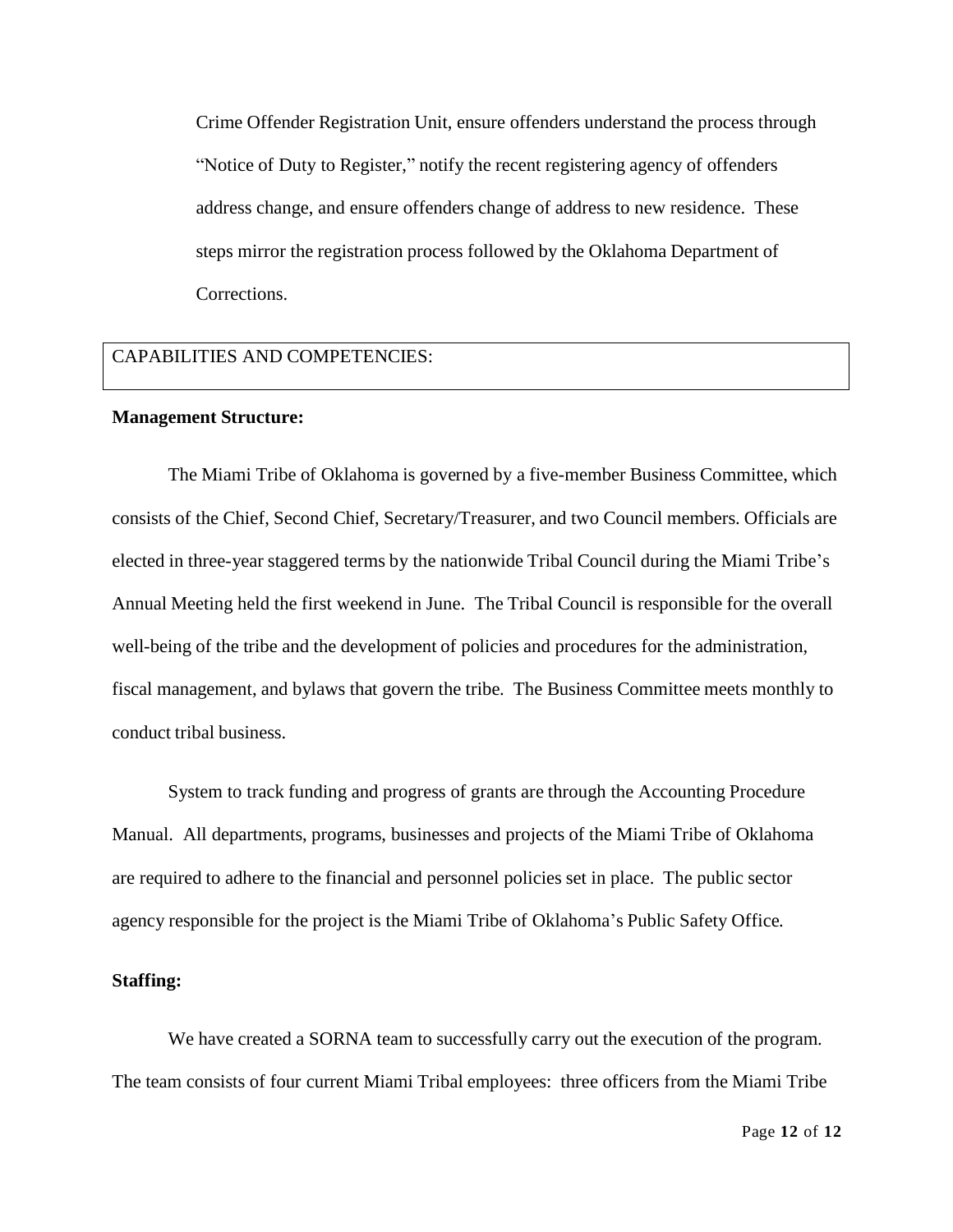Crime Offender Registration Unit, ensure offenders understand the process through "Notice of Duty to Register," notify the recent registering agency of offenders address change, and ensure offenders change of address to new residence. These steps mirror the registration process followed by the Oklahoma Department of Corrections.

## CAPABILITIES AND COMPETENCIES:

**Management Structure:**

The Miami Tribe of Oklahoma is governed by a five-member Business Committee, which consists of the Chief, Second Chief, Secretary/Treasurer, and two Council members. Officials are elected in three-year staggered terms by the nationwide Tribal Council during the Miami Tribe's Annual Meeting held the first weekend in June. The Tribal Council is responsible for the overall well-being of the tribe and the development of policies and procedures for the administration, fiscal management, and bylaws that govern the tribe. The Business Committee meets monthly to conduct tribal business.

System to track funding and progress of grants are through the Accounting Procedure Manual. All departments, programs, businesses and projects of the Miami Tribe of Oklahoma are required to adhere to the financial and personnel policies set in place. The public sector agency responsible for the project is the Miami Tribe of Oklahoma's Public Safety Office.

**Staffing:**

We have created a SORNA team to successfully carry out the execution of the program. The team consists of four current Miami Tribal employees: three officers from the Miami Tribe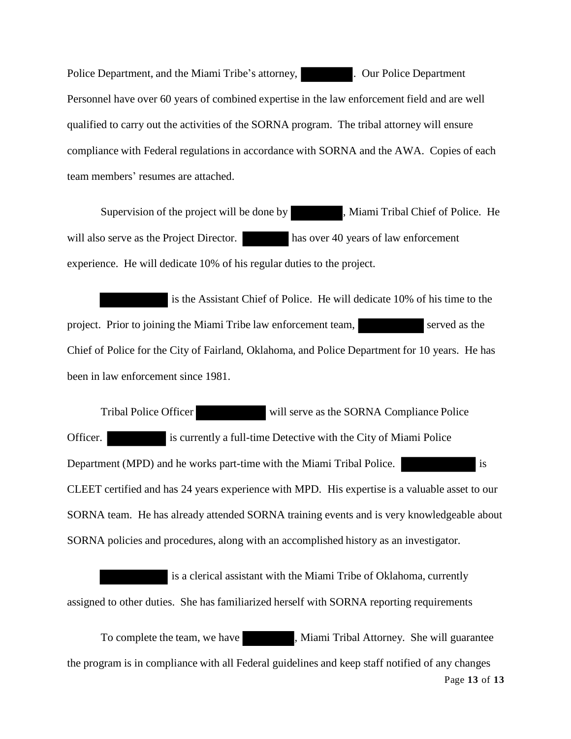Police Department, and the Miami Tribe's attorney, ███. Our Police Department Personnel have over 60 years of combined expertise in the law enforcement field and are well qualified to carry out the activities of the SORNA program. The tribal attorney will ensure compliance with Federal regulations in accordance with SORNA and the AWA. Copies of each team members' resumes are attached.

Supervision of the project will be done by ███, Miami Tribal Chief of Police. He will also serve as the Project Director. ███ has over 40 years of law enforcement experience. He will dedicate 10% of his regular duties to the project.

███ is the Assistant Chief of Police. He will dedicate 10% of his time to the project. Prior to joining the Miami Tribe law enforcement team, ███ served as the Chief of Police for the City of Fairland, Oklahoma, and Police Department for 10 years. He has been in law enforcement since 1981.

Tribal Police Officer ███ will serve as the SORNA Compliance Police Officer. ███ is currently a full-time Detective with the City of Miami Police Department (MPD) and he works part-time with the Miami Tribal Police. ███ is CLEET certified and has 24 years experience with MPD. His expertise is a valuable asset to our SORNA team. He has already attended SORNA training events and is very knowledgeable about SORNA policies and procedures, along with an accomplished history as an investigator.

███ is a clerical assistant with the Miami Tribe of Oklahoma, currently assigned to other duties. She has familiarized herself with SORNA reporting requirements

To complete the team, we have ███, Miami Tribal Attorney. She will guarantee the program is in compliance with all Federal guidelines and keep staff notified of any changes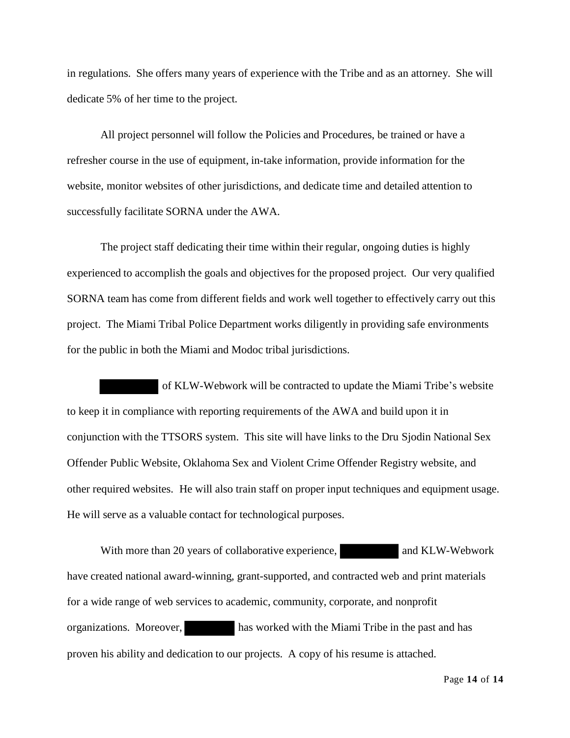in regulations. She offers many years of experience with the Tribe and as an attorney. She will dedicate 5% of her time to the project.

All project personnel will follow the Policies and Procedures, be trained or have a refresher course in the use of equipment, in-take information, provide information for the website, monitor websites of other jurisdictions, and dedicate time and detailed attention to successfully facilitate SORNA under the AWA.

The project staff dedicating their time within their regular, ongoing duties is highly experienced to accomplish the goals and objectives for the proposed project. Our very qualified SORNA team has come from different fields and work well together to effectively carry out this project. The Miami Tribal Police Department works diligently in providing safe environments for the public in both the Miami and Modoc tribal jurisdictions.

[REDACTED] of KLW-Webwork will be contracted to update the Miami Tribe's website to keep it in compliance with reporting requirements of the AWA and build upon it in conjunction with the TTSORS system. This site will have links to the Dru Sjodin National Sex Offender Public Website, Oklahoma Sex and Violent Crime Offender Registry website, and other required websites. He will also train staff on proper input techniques and equipment usage. He will serve as a valuable contact for technological purposes.

With more than 20 years of collaborative experience, [REDACTED] and KLW-Webwork have created national award-winning, grant-supported, and contracted web and print materials for a wide range of web services to academic, community, corporate, and nonprofit organizations. Moreover, [REDACTED] has worked with the Miami Tribe in the past and has proven his ability and dedication to our projects. A copy of his resume is attached.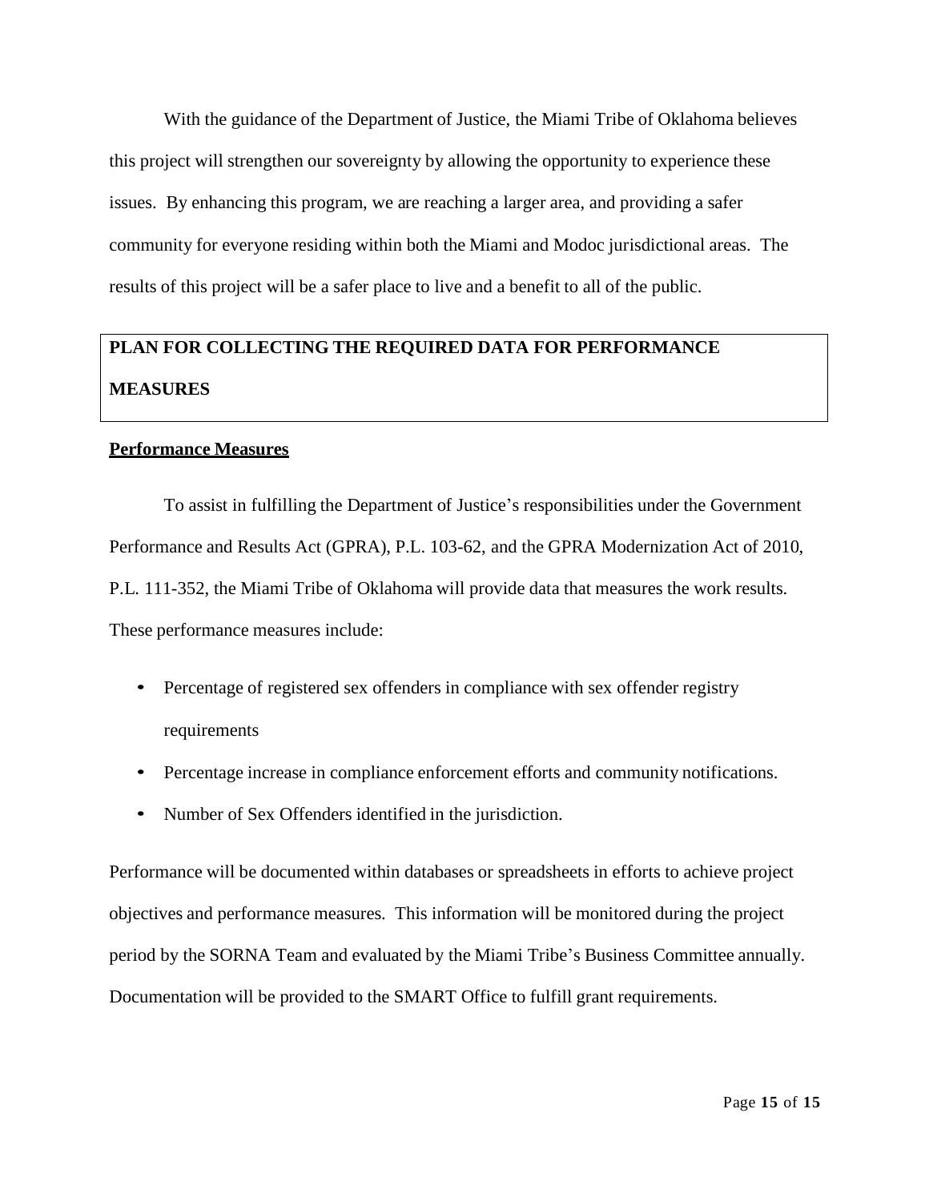With the guidance of the Department of Justice, the Miami Tribe of Oklahoma believes this project will strengthen our sovereignty by allowing the opportunity to experience these issues. By enhancing this program, we are reaching a larger area, and providing a safer community for everyone residing within both the Miami and Modoc jurisdictional areas. The results of this project will be a safer place to live and a benefit to all of the public.

## PLAN FOR COLLECTING THE REQUIRED DATA FOR PERFORMANCE MEASURES

### Performance Measures

To assist in fulfilling the Department of Justice's responsibilities under the Government Performance and Results Act (GPRA), P.L. 103-62, and the GPRA Modernization Act of 2010, P.L. 111-352, the Miami Tribe of Oklahoma will provide data that measures the work results. These performance measures include:

- Percentage of registered sex offenders in compliance with sex offender registry requirements
- Percentage increase in compliance enforcement efforts and community notifications.
- Number of Sex Offenders identified in the jurisdiction.

Performance will be documented within databases or spreadsheets in efforts to achieve project objectives and performance measures. This information will be monitored during the project period by the SORNA Team and evaluated by the Miami Tribe's Business Committee annually. Documentation will be provided to the SMART Office to fulfill grant requirements.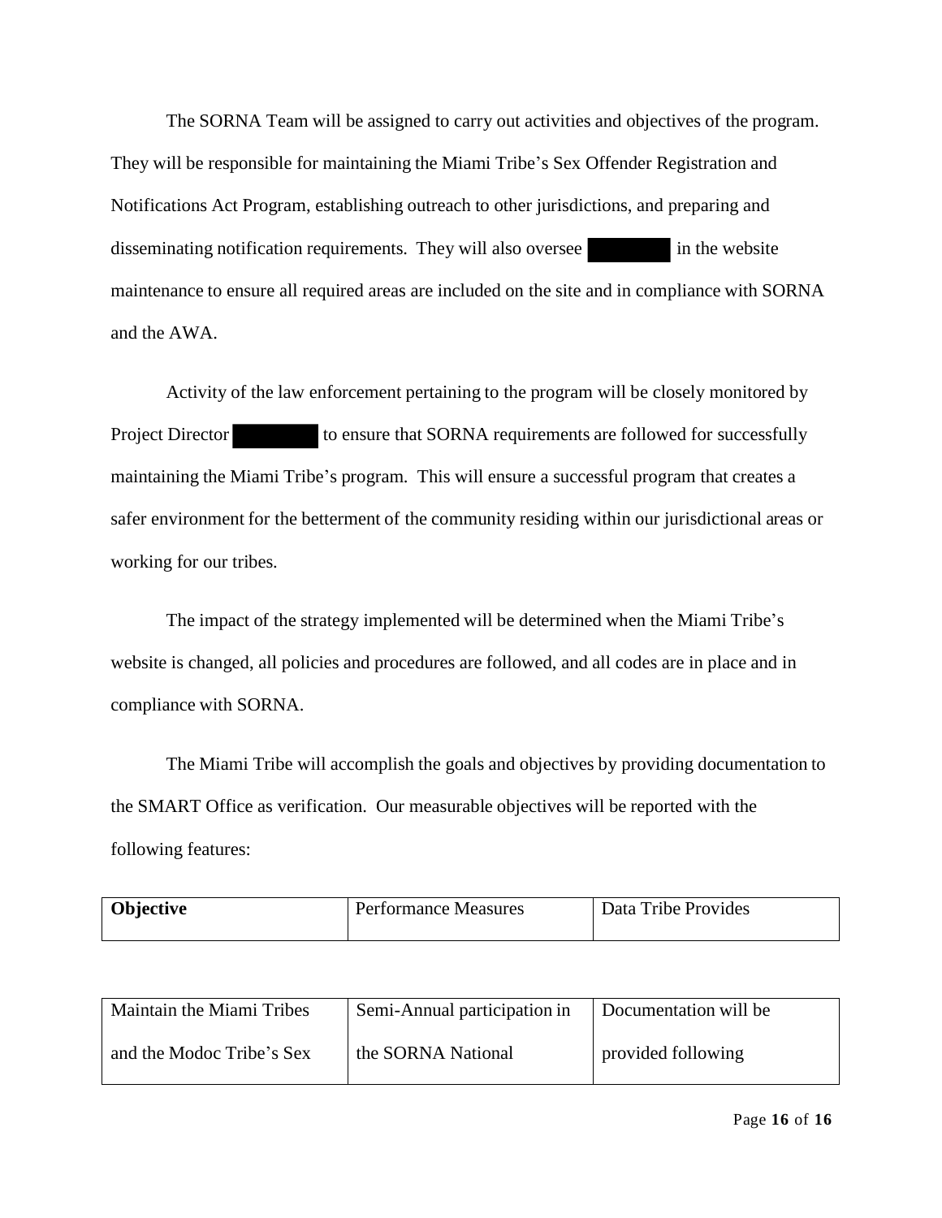The SORNA Team will be assigned to carry out activities and objectives of the program. They will be responsible for maintaining the Miami Tribe's Sex Offender Registration and Notifications Act Program, establishing outreach to other jurisdictions, and preparing and disseminating notification requirements. They will also oversee [REDACTED] in the website maintenance to ensure all required areas are included on the site and in compliance with SORNA and the AWA.

Activity of the law enforcement pertaining to the program will be closely monitored by Project Director [REDACTED] to ensure that SORNA requirements are followed for successfully maintaining the Miami Tribe's program. This will ensure a successful program that creates a safer environment for the betterment of the community residing within our jurisdictional areas or working for our tribes.

The impact of the strategy implemented will be determined when the Miami Tribe's website is changed, all policies and procedures are followed, and all codes are in place and in compliance with SORNA.

The Miami Tribe will accomplish the goals and objectives by providing documentation to the SMART Office as verification. Our measurable objectives will be reported with the following features:

| **Objective** | Performance Measures | Data Tribe Provides |
| --- | --- | --- |
| Maintain the Miami Tribes and the Modoc Tribe's Sex | Semi-Annual participation in the SORNA National | Documentation will be provided following |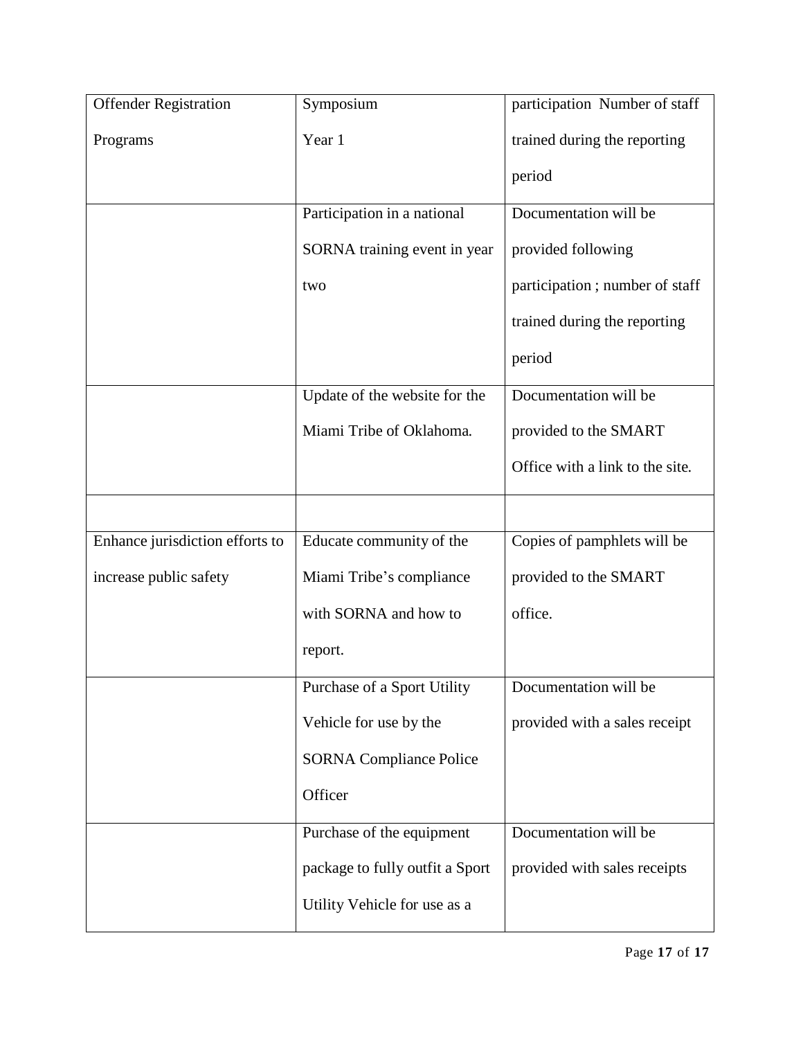| Offender Registration Programs | Symposium Year 1 | participation Number of staff trained during the reporting period |
|---|---|---|
| | Participation in a national SORNA training event in year two | Documentation will be provided following participation ; number of staff trained during the reporting period |
| | Update of the website for the Miami Tribe of Oklahoma. | Documentation will be provided to the SMART Office with a link to the site. |
| | | |
| Enhance jurisdiction efforts to increase public safety | Educate community of the Miami Tribe's compliance with SORNA and how to report. | Copies of pamphlets will be provided to the SMART office. |
| | Purchase of a Sport Utility Vehicle for use by the SORNA Compliance Police Officer | Documentation will be provided with a sales receipt |
| | Purchase of the equipment package to fully outfit a Sport Utility Vehicle for use as a | Documentation will be provided with sales receipts |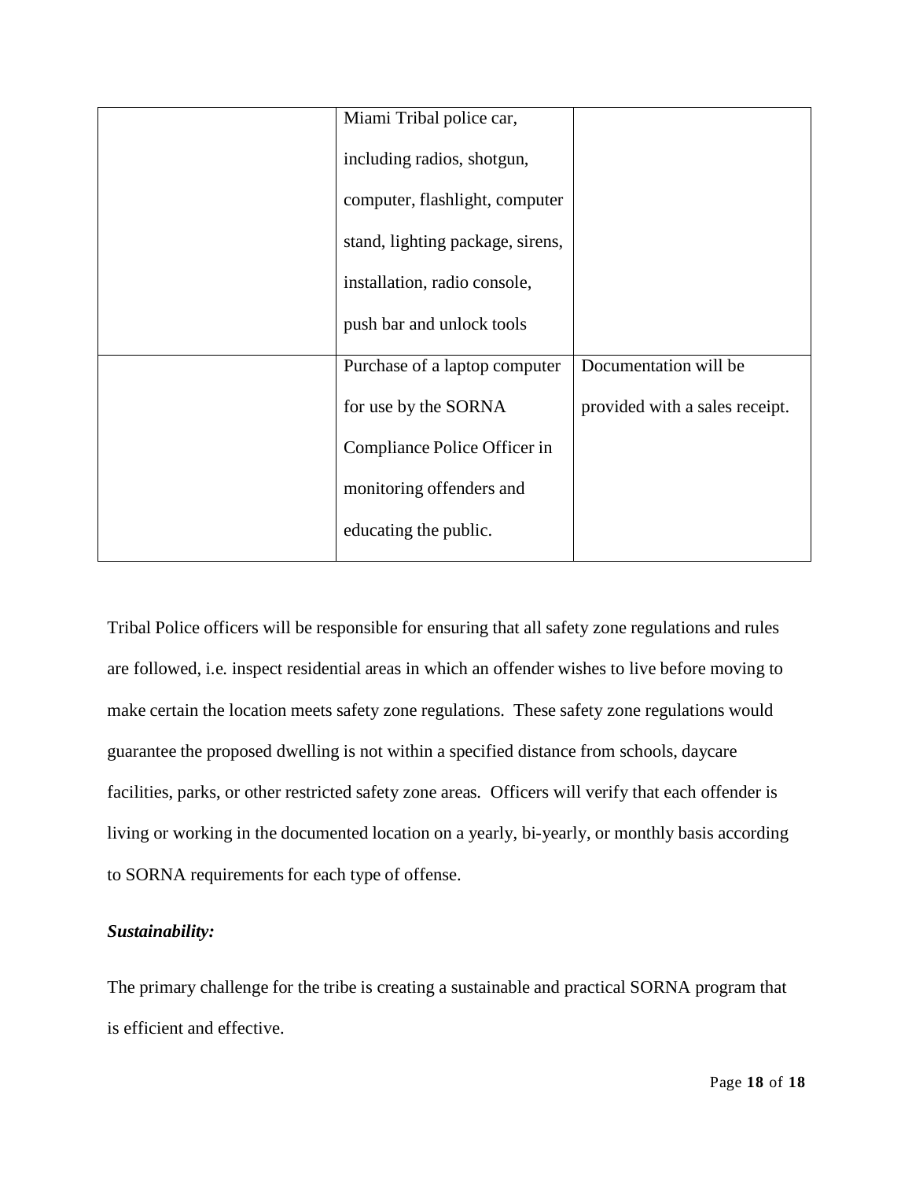| | | |
|---|---|---|
| | Miami Tribal police car, including radios, shotgun, computer, flashlight, computer stand, lighting package, sirens, installation, radio console, push bar and unlock tools | |
| | Purchase of a laptop computer for use by the SORNA Compliance Police Officer in monitoring offenders and educating the public. | Documentation will be provided with a sales receipt. |

Tribal Police officers will be responsible for ensuring that all safety zone regulations and rules are followed, i.e. inspect residential areas in which an offender wishes to live before moving to make certain the location meets safety zone regulations. These safety zone regulations would guarantee the proposed dwelling is not within a specified distance from schools, daycare facilities, parks, or other restricted safety zone areas. Officers will verify that each offender is living or working in the documented location on a yearly, bi-yearly, or monthly basis according to SORNA requirements for each type of offense.

***Sustainability:***

The primary challenge for the tribe is creating a sustainable and practical SORNA program that is efficient and effective.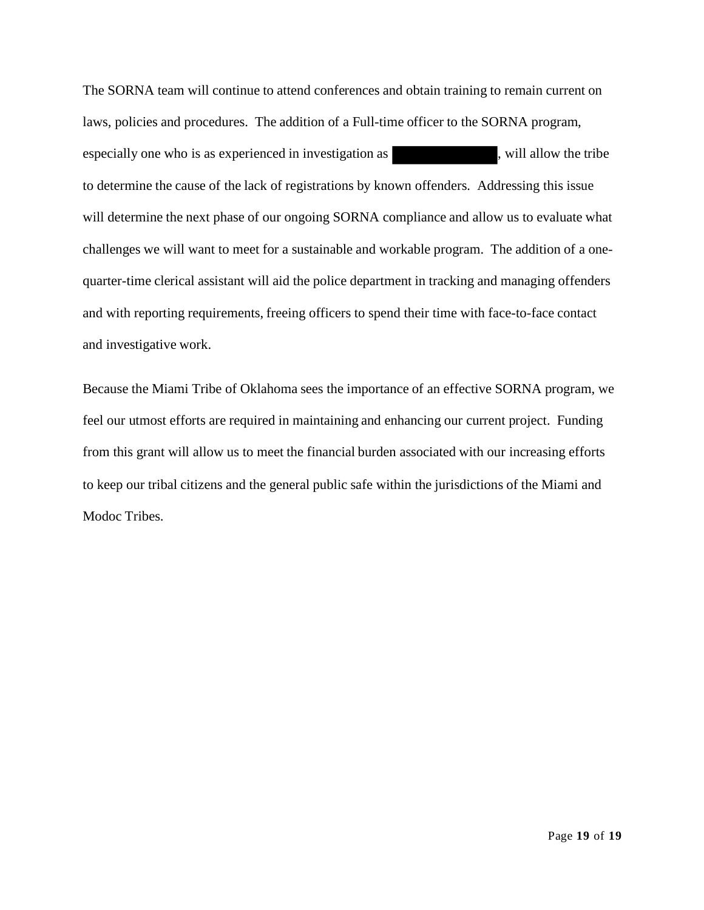The SORNA team will continue to attend conferences and obtain training to remain current on laws, policies and procedures. The addition of a Full-time officer to the SORNA program, especially one who is as experienced in investigation as ██████████, will allow the tribe to determine the cause of the lack of registrations by known offenders. Addressing this issue will determine the next phase of our ongoing SORNA compliance and allow us to evaluate what challenges we will want to meet for a sustainable and workable program. The addition of a one-quarter-time clerical assistant will aid the police department in tracking and managing offenders and with reporting requirements, freeing officers to spend their time with face-to-face contact and investigative work.

Because the Miami Tribe of Oklahoma sees the importance of an effective SORNA program, we feel our utmost efforts are required in maintaining and enhancing our current project. Funding from this grant will allow us to meet the financial burden associated with our increasing efforts to keep our tribal citizens and the general public safe within the jurisdictions of the Miami and Modoc Tribes.